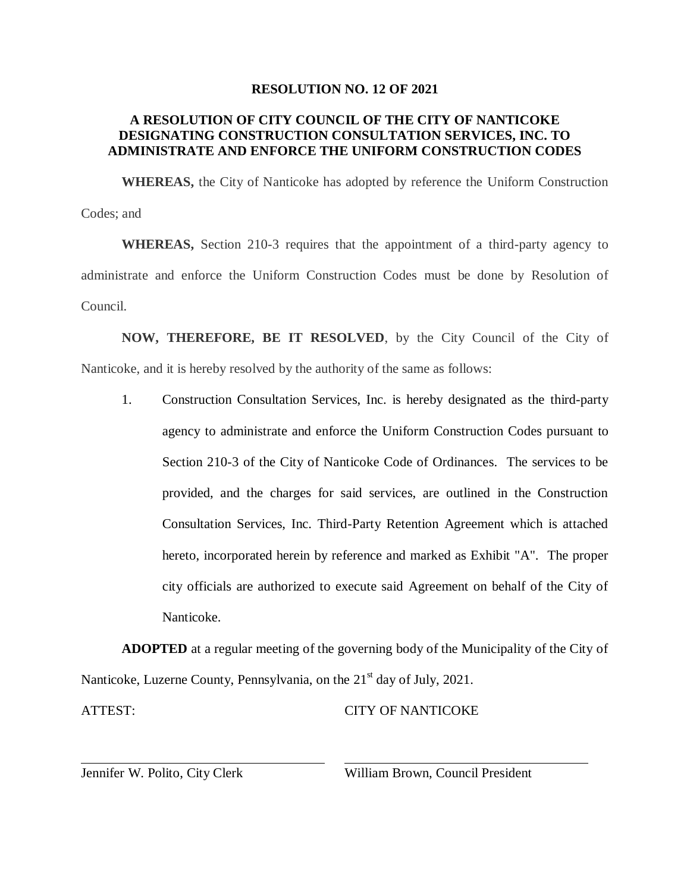**RESOLUTION NO. 12 OF 2021**

**A RESOLUTION OF CITY COUNCIL OF THE CITY OF NANTICOKE DESIGNATING CONSTRUCTION CONSULTATION SERVICES, INC. TO ADMINISTRATE AND ENFORCE THE UNIFORM CONSTRUCTION CODES**

**WHEREAS,** the City of Nanticoke has adopted by reference the Uniform Construction Codes; and

**WHEREAS,** Section 210-3 requires that the appointment of a third-party agency to administrate and enforce the Uniform Construction Codes must be done by Resolution of Council.

**NOW, THEREFORE, BE IT RESOLVED**, by the City Council of the City of Nanticoke, and it is hereby resolved by the authority of the same as follows:

1. Construction Consultation Services, Inc. is hereby designated as the third-party agency to administrate and enforce the Uniform Construction Codes pursuant to Section 210-3 of the City of Nanticoke Code of Ordinances. The services to be provided, and the charges for said services, are outlined in the Construction Consultation Services, Inc. Third-Party Retention Agreement which is attached hereto, incorporated herein by reference and marked as Exhibit "A". The proper city officials are authorized to execute said Agreement on behalf of the City of Nanticoke.

**ADOPTED** at a regular meeting of the governing body of the Municipality of the City of Nanticoke, Luzerne County, Pennsylvania, on the 21st day of July, 2021.

ATTEST: CITY OF NANTICOKE

_______________________________ _______________________________

Jennifer W. Polito, City Clerk William Brown, Council President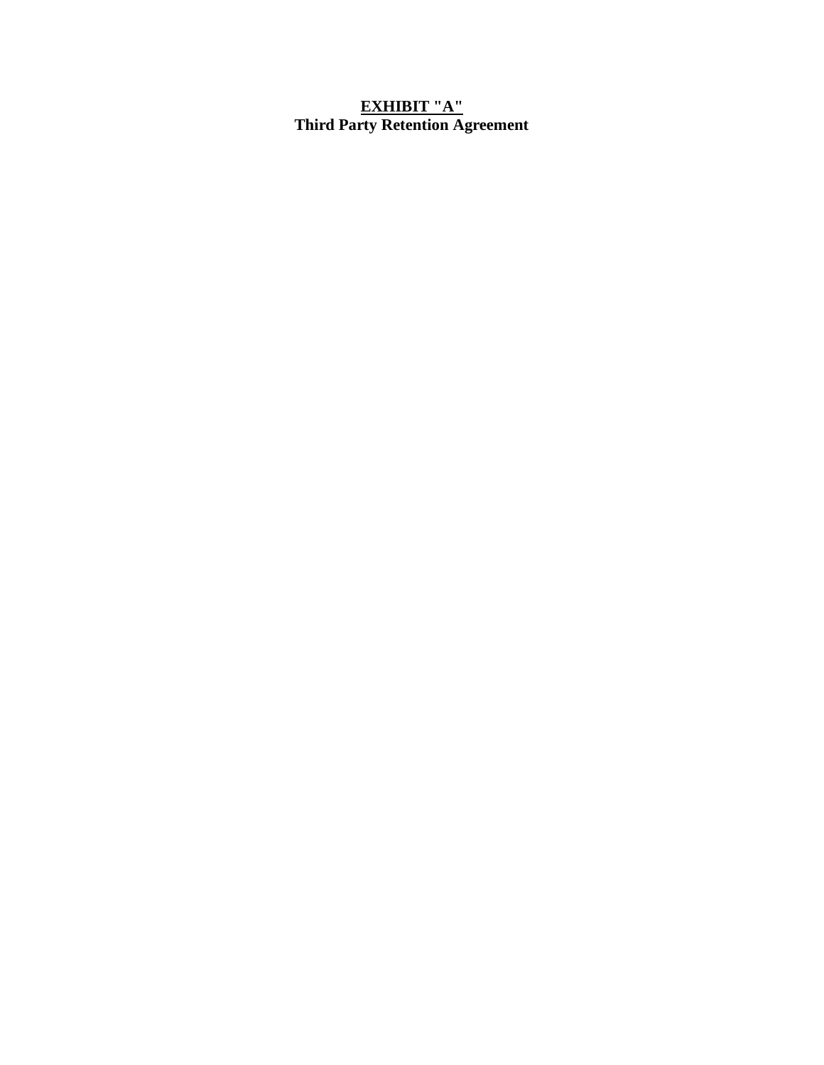**<u>EXHIBIT "A"</u>**
**Third Party Retention Agreement**